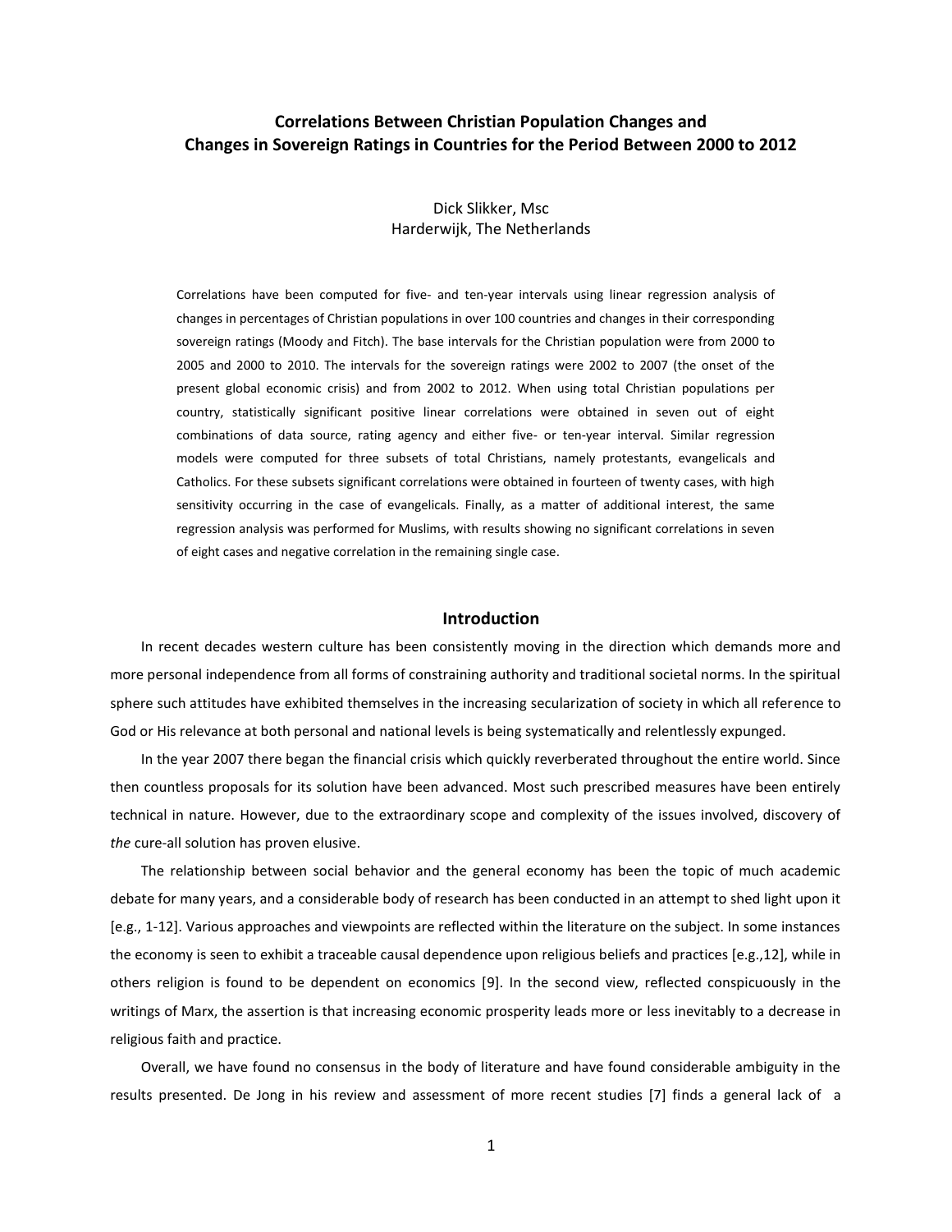# Correlations Between Christian Population Changes and Changes in Sovereign Ratings in Countries for the Period Between 2000 to 2012

Dick Slikker, Msc
Harderwijk, The Netherlands

Correlations have been computed for five- and ten-year intervals using linear regression analysis of changes in percentages of Christian populations in over 100 countries and changes in their corresponding sovereign ratings (Moody and Fitch). The base intervals for the Christian population were from 2000 to 2005 and 2000 to 2010. The intervals for the sovereign ratings were 2002 to 2007 (the onset of the present global economic crisis) and from 2002 to 2012. When using total Christian populations per country, statistically significant positive linear correlations were obtained in seven out of eight combinations of data source, rating agency and either five- or ten-year interval. Similar regression models were computed for three subsets of total Christians, namely protestants, evangelicals and Catholics. For these subsets significant correlations were obtained in fourteen of twenty cases, with high sensitivity occurring in the case of evangelicals. Finally, as a matter of additional interest, the same regression analysis was performed for Muslims, with results showing no significant correlations in seven of eight cases and negative correlation in the remaining single case.

## Introduction

In recent decades western culture has been consistently moving in the direction which demands more and more personal independence from all forms of constraining authority and traditional societal norms. In the spiritual sphere such attitudes have exhibited themselves in the increasing secularization of society in which all reference to God or His relevance at both personal and national levels is being systematically and relentlessly expunged.

In the year 2007 there began the financial crisis which quickly reverberated throughout the entire world. Since then countless proposals for its solution have been advanced. Most such prescribed measures have been entirely technical in nature. However, due to the extraordinary scope and complexity of the issues involved, discovery of *the* cure-all solution has proven elusive.

The relationship between social behavior and the general economy has been the topic of much academic debate for many years, and a considerable body of research has been conducted in an attempt to shed light upon it [e.g., 1-12]. Various approaches and viewpoints are reflected within the literature on the subject. In some instances the economy is seen to exhibit a traceable causal dependence upon religious beliefs and practices [e.g.,12], while in others religion is found to be dependent on economics [9]. In the second view, reflected conspicuously in the writings of Marx, the assertion is that increasing economic prosperity leads more or less inevitably to a decrease in religious faith and practice.

Overall, we have found no consensus in the body of literature and have found considerable ambiguity in the results presented. De Jong in his review and assessment of more recent studies [7] finds a general lack of a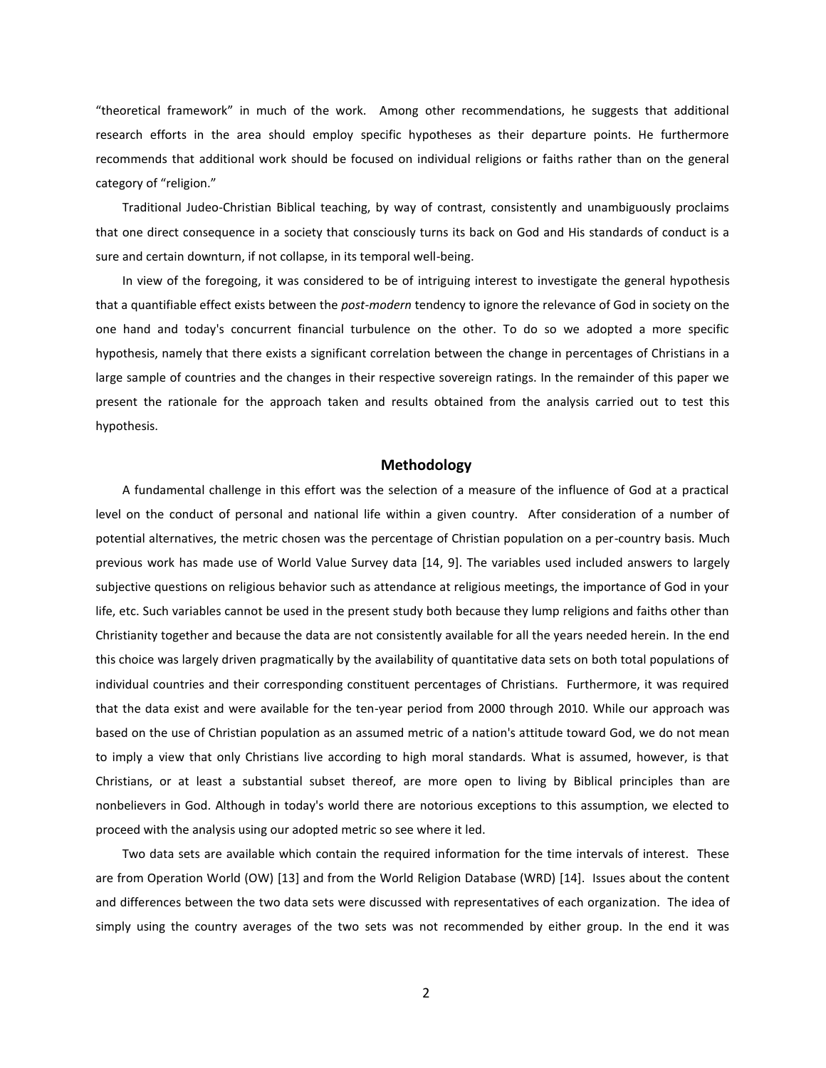"theoretical framework" in much of the work. Among other recommendations, he suggests that additional research efforts in the area should employ specific hypotheses as their departure points. He furthermore recommends that additional work should be focused on individual religions or faiths rather than on the general category of "religion."

Traditional Judeo-Christian Biblical teaching, by way of contrast, consistently and unambiguously proclaims that one direct consequence in a society that consciously turns its back on God and His standards of conduct is a sure and certain downturn, if not collapse, in its temporal well-being.

In view of the foregoing, it was considered to be of intriguing interest to investigate the general hypothesis that a quantifiable effect exists between the *post-modern* tendency to ignore the relevance of God in society on the one hand and today's concurrent financial turbulence on the other. To do so we adopted a more specific hypothesis, namely that there exists a significant correlation between the change in percentages of Christians in a large sample of countries and the changes in their respective sovereign ratings. In the remainder of this paper we present the rationale for the approach taken and results obtained from the analysis carried out to test this hypothesis.

## Methodology

A fundamental challenge in this effort was the selection of a measure of the influence of God at a practical level on the conduct of personal and national life within a given country. After consideration of a number of potential alternatives, the metric chosen was the percentage of Christian population on a per-country basis. Much previous work has made use of World Value Survey data [14, 9]. The variables used included answers to largely subjective questions on religious behavior such as attendance at religious meetings, the importance of God in your life, etc. Such variables cannot be used in the present study both because they lump religions and faiths other than Christianity together and because the data are not consistently available for all the years needed herein. In the end this choice was largely driven pragmatically by the availability of quantitative data sets on both total populations of individual countries and their corresponding constituent percentages of Christians. Furthermore, it was required that the data exist and were available for the ten-year period from 2000 through 2010. While our approach was based on the use of Christian population as an assumed metric of a nation's attitude toward God, we do not mean to imply a view that only Christians live according to high moral standards. What is assumed, however, is that Christians, or at least a substantial subset thereof, are more open to living by Biblical principles than are nonbelievers in God. Although in today's world there are notorious exceptions to this assumption, we elected to proceed with the analysis using our adopted metric so see where it led.

Two data sets are available which contain the required information for the time intervals of interest. These are from Operation World (OW) [13] and from the World Religion Database (WRD) [14]. Issues about the content and differences between the two data sets were discussed with representatives of each organization. The idea of simply using the country averages of the two sets was not recommended by either group. In the end it was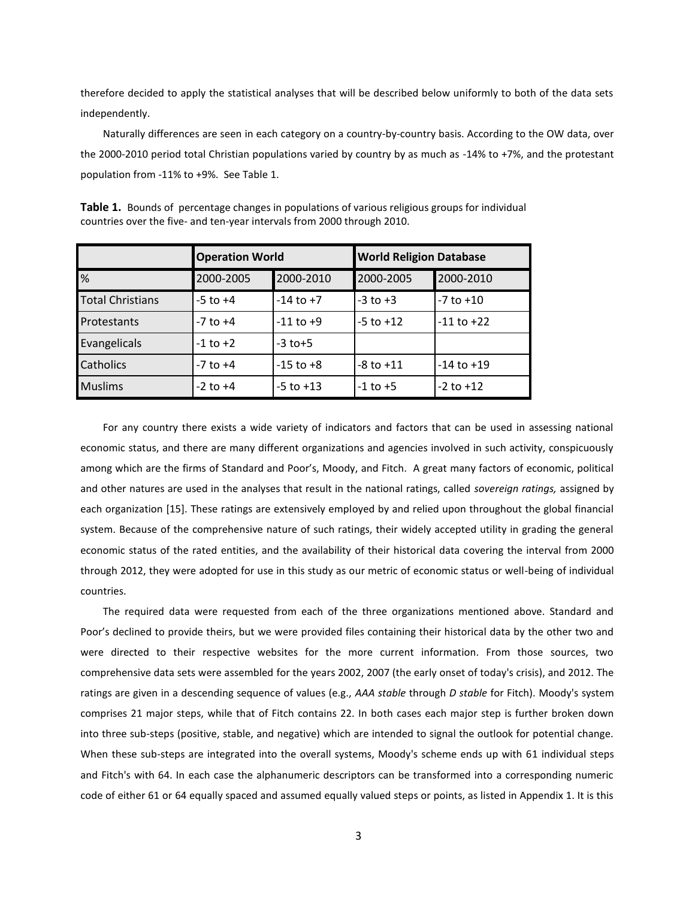therefore decided to apply the statistical analyses that will be described below uniformly to both of the data sets independently.

Naturally differences are seen in each category on a country-by-country basis. According to the OW data, over the 2000-2010 period total Christian populations varied by country by as much as -14% to +7%, and the protestant population from -11% to +9%. See Table 1.

**Table 1.** Bounds of percentage changes in populations of various religious groups for individual countries over the five- and ten-year intervals from 2000 through 2010.

| | **Operation World** | | **World Religion Database** | |
|---|---|---|---|---|
| % | 2000-2005 | 2000-2010 | 2000-2005 | 2000-2010 |
| Total Christians | -5 to +4 | -14 to +7 | -3 to +3 | -7 to +10 |
| Protestants | -7 to +4 | -11 to +9 | -5 to +12 | -11 to +22 |
| Evangelicals | -1 to +2 | -3 to+5 | | |
| Catholics | -7 to +4 | -15 to +8 | -8 to +11 | -14 to +19 |
| Muslims | -2 to +4 | -5 to +13 | -1 to +5 | -2 to +12 |

For any country there exists a wide variety of indicators and factors that can be used in assessing national economic status, and there are many different organizations and agencies involved in such activity, conspicuously among which are the firms of Standard and Poor's, Moody, and Fitch. A great many factors of economic, political and other natures are used in the analyses that result in the national ratings, called *sovereign ratings,* assigned by each organization [15]. These ratings are extensively employed by and relied upon throughout the global financial system. Because of the comprehensive nature of such ratings, their widely accepted utility in grading the general economic status of the rated entities, and the availability of their historical data covering the interval from 2000 through 2012, they were adopted for use in this study as our metric of economic status or well-being of individual countries.

The required data were requested from each of the three organizations mentioned above. Standard and Poor's declined to provide theirs, but we were provided files containing their historical data by the other two and were directed to their respective websites for the more current information. From those sources, two comprehensive data sets were assembled for the years 2002, 2007 (the early onset of today's crisis), and 2012. The ratings are given in a descending sequence of values (e.g., *AAA stable* through *D stable* for Fitch). Moody's system comprises 21 major steps, while that of Fitch contains 22. In both cases each major step is further broken down into three sub-steps (positive, stable, and negative) which are intended to signal the outlook for potential change. When these sub-steps are integrated into the overall systems, Moody's scheme ends up with 61 individual steps and Fitch's with 64. In each case the alphanumeric descriptors can be transformed into a corresponding numeric code of either 61 or 64 equally spaced and assumed equally valued steps or points, as listed in Appendix 1. It is this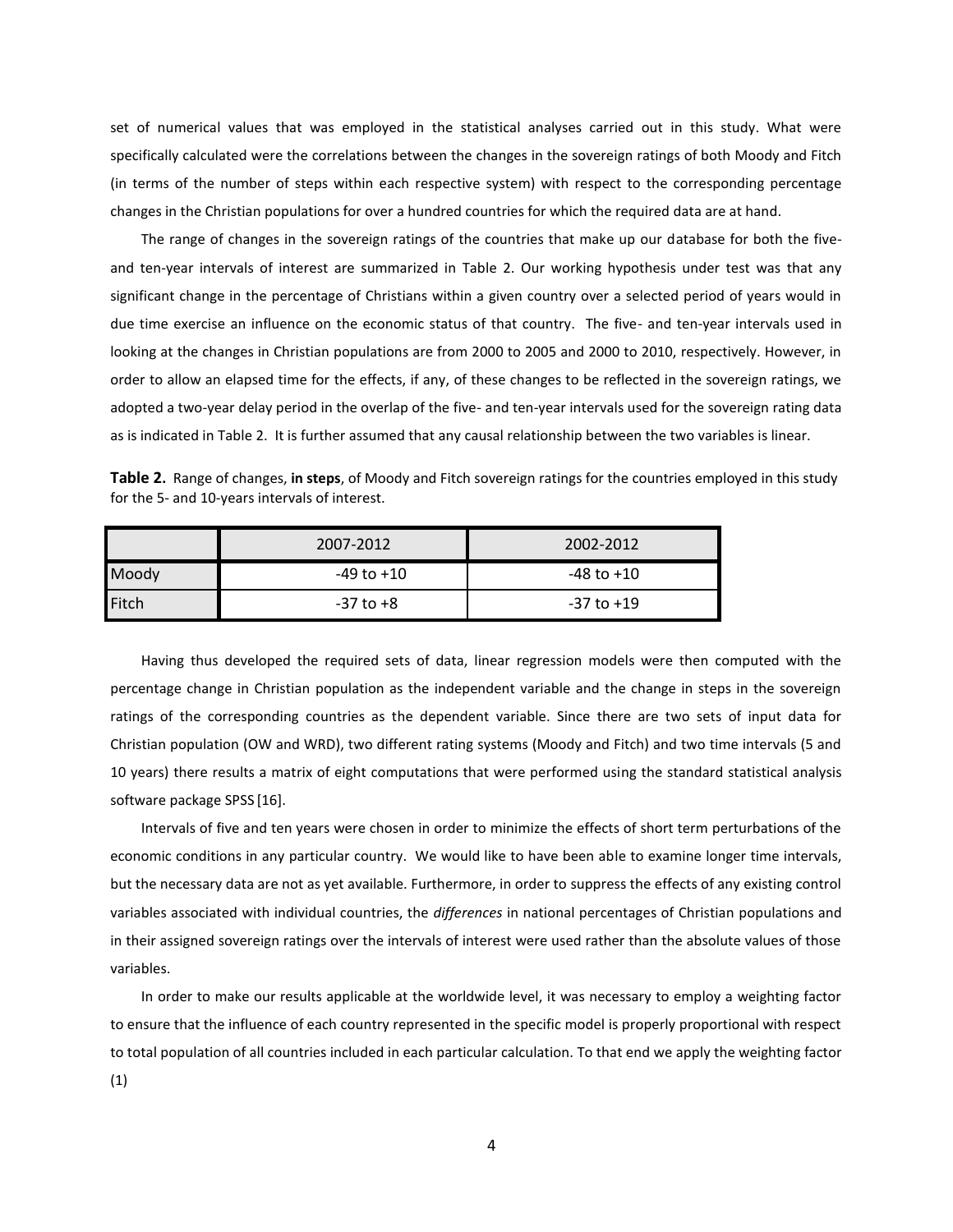set of numerical values that was employed in the statistical analyses carried out in this study. What were specifically calculated were the correlations between the changes in the sovereign ratings of both Moody and Fitch (in terms of the number of steps within each respective system) with respect to the corresponding percentage changes in the Christian populations for over a hundred countries for which the required data are at hand.

The range of changes in the sovereign ratings of the countries that make up our database for both the five- and ten-year intervals of interest are summarized in Table 2. Our working hypothesis under test was that any significant change in the percentage of Christians within a given country over a selected period of years would in due time exercise an influence on the economic status of that country. The five- and ten-year intervals used in looking at the changes in Christian populations are from 2000 to 2005 and 2000 to 2010, respectively. However, in order to allow an elapsed time for the effects, if any, of these changes to be reflected in the sovereign ratings, we adopted a two-year delay period in the overlap of the five- and ten-year intervals used for the sovereign rating data as is indicated in Table 2. It is further assumed that any causal relationship between the two variables is linear.

**Table 2.** Range of changes, **in steps**, of Moody and Fitch sovereign ratings for the countries employed in this study for the 5- and 10-years intervals of interest.

| | 2007-2012 | 2002-2012 |
|---|---|---|
| Moody | -49 to +10 | -48 to +10 |
| Fitch | -37 to +8 | -37 to +19 |

Having thus developed the required sets of data, linear regression models were then computed with the percentage change in Christian population as the independent variable and the change in steps in the sovereign ratings of the corresponding countries as the dependent variable. Since there are two sets of input data for Christian population (OW and WRD), two different rating systems (Moody and Fitch) and two time intervals (5 and 10 years) there results a matrix of eight computations that were performed using the standard statistical analysis software package SPSS [16].

Intervals of five and ten years were chosen in order to minimize the effects of short term perturbations of the economic conditions in any particular country. We would like to have been able to examine longer time intervals, but the necessary data are not as yet available. Furthermore, in order to suppress the effects of any existing control variables associated with individual countries, the *differences* in national percentages of Christian populations and in their assigned sovereign ratings over the intervals of interest were used rather than the absolute values of those variables.

In order to make our results applicable at the worldwide level, it was necessary to employ a weighting factor to ensure that the influence of each country represented in the specific model is properly proportional with respect to total population of all countries included in each particular calculation. To that end we apply the weighting factor

(1)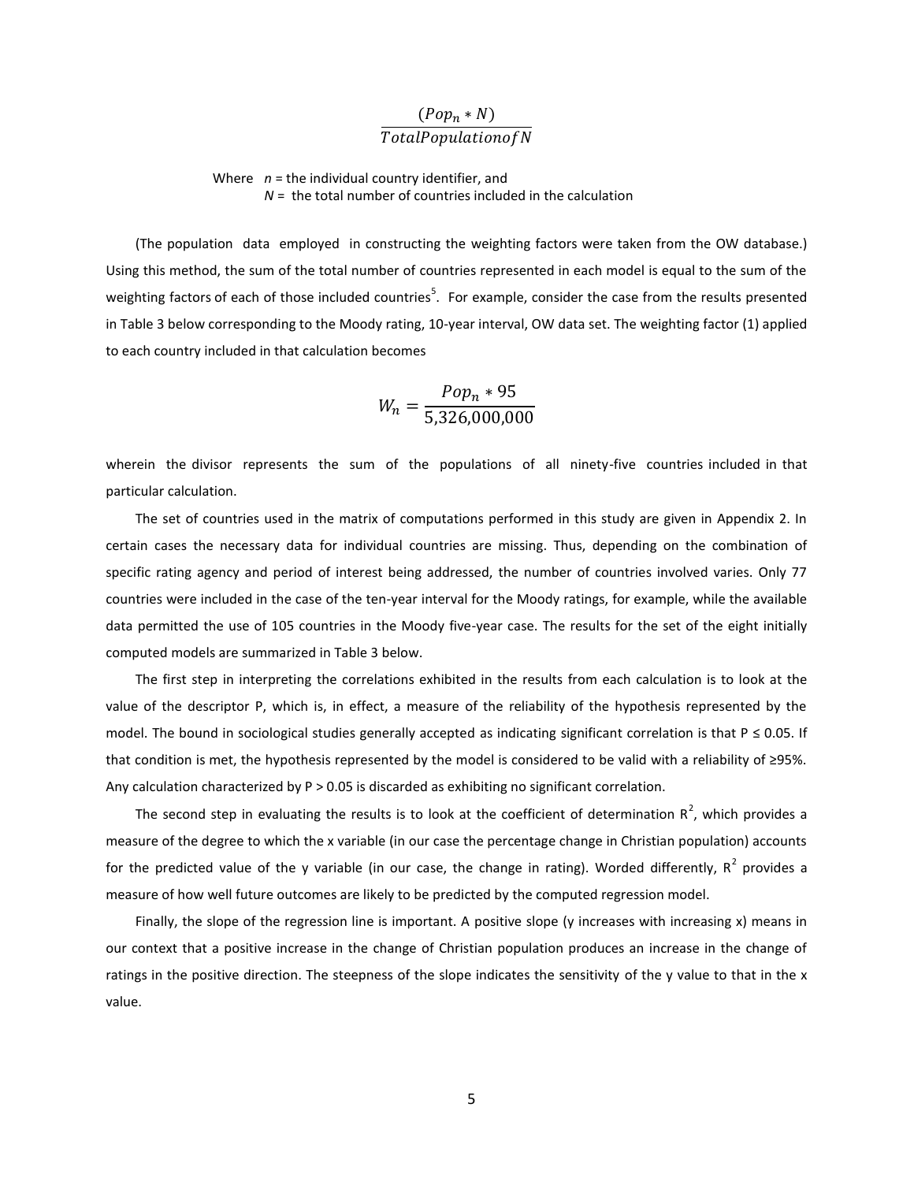$$\frac{(Pop_n * N)}{TotalPopulationofN}$$

Where $n$ = the individual country identifier, and
$N$ = the total number of countries included in the calculation

(The population data employed in constructing the weighting factors were taken from the OW database.) Using this method, the sum of the total number of countries represented in each model is equal to the sum of the weighting factors of each of those included countries[5]. For example, consider the case from the results presented in Table 3 below corresponding to the Moody rating, 10-year interval, OW data set. The weighting factor (1) applied to each country included in that calculation becomes

$$W_n = \frac{Pop_n * 95}{5{,}326{,}000{,}000}$$

wherein the divisor represents the sum of the populations of all ninety-five countries included in that particular calculation.

The set of countries used in the matrix of computations performed in this study are given in Appendix 2. In certain cases the necessary data for individual countries are missing. Thus, depending on the combination of specific rating agency and period of interest being addressed, the number of countries involved varies. Only 77 countries were included in the case of the ten-year interval for the Moody ratings, for example, while the available data permitted the use of 105 countries in the Moody five-year case. The results for the set of the eight initially computed models are summarized in Table 3 below.

The first step in interpreting the correlations exhibited in the results from each calculation is to look at the value of the descriptor P, which is, in effect, a measure of the reliability of the hypothesis represented by the model. The bound in sociological studies generally accepted as indicating significant correlation is that $P \leq 0.05$. If that condition is met, the hypothesis represented by the model is considered to be valid with a reliability of ≥95%. Any calculation characterized by $P > 0.05$ is discarded as exhibiting no significant correlation.

The second step in evaluating the results is to look at the coefficient of determination $R^2$, which provides a measure of the degree to which the x variable (in our case the percentage change in Christian population) accounts for the predicted value of the y variable (in our case, the change in rating). Worded differently, $R^2$ provides a measure of how well future outcomes are likely to be predicted by the computed regression model.

Finally, the slope of the regression line is important. A positive slope (y increases with increasing x) means in our context that a positive increase in the change of Christian population produces an increase in the change of ratings in the positive direction. The steepness of the slope indicates the sensitivity of the y value to that in the x value.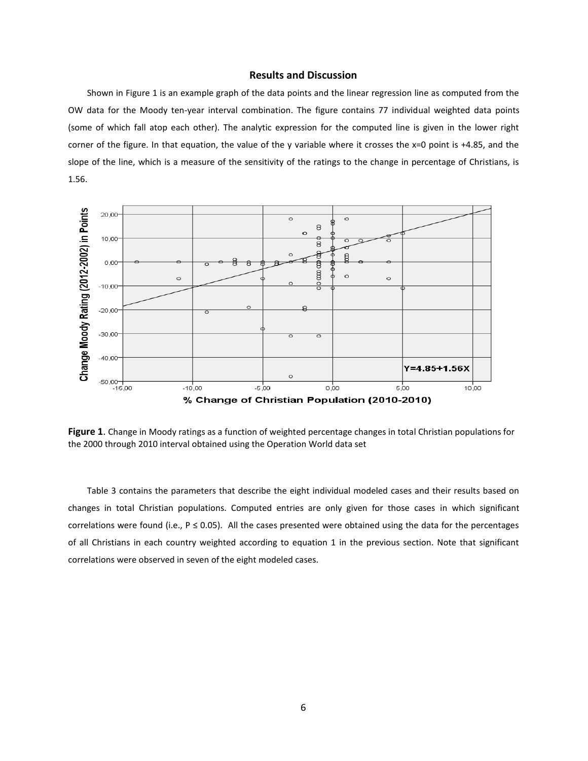## Results and Discussion

Shown in Figure 1 is an example graph of the data points and the linear regression line as computed from the OW data for the Moody ten-year interval combination. The figure contains 77 individual weighted data points (some of which fall atop each other). The analytic expression for the computed line is given in the lower right corner of the figure. In that equation, the value of the y variable where it crosses the x=0 point is +4.85, and the slope of the line, which is a measure of the sensitivity of the ratings to the change in percentage of Christians, is 1.56.

**Figure 1**. Change in Moody ratings as a function of weighted percentage changes in total Christian populations for the 2000 through 2010 interval obtained using the Operation World data set

Table 3 contains the parameters that describe the eight individual modeled cases and their results based on changes in total Christian populations. Computed entries are only given for those cases in which significant correlations were found (i.e., $P \leq 0.05$). All the cases presented were obtained using the data for the percentages of all Christians in each country weighted according to equation 1 in the previous section. Note that significant correlations were observed in seven of the eight modeled cases.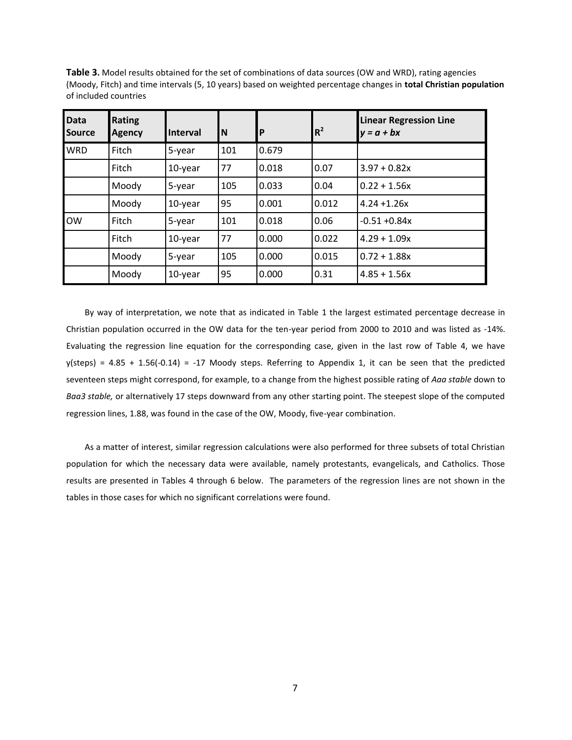**Table 3.** Model results obtained for the set of combinations of data sources (OW and WRD), rating agencies (Moody, Fitch) and time intervals (5, 10 years) based on weighted percentage changes in **total Christian population** of included countries

| Data Source | Rating Agency | Interval | N | P | $R^2$ | Linear Regression Line $y = a + bx$ |
|---|---|---|---|---|---|---|
| WRD | Fitch | 5-year | 101 | 0.679 | | |
| | Fitch | 10-year | 77 | 0.018 | 0.07 | 3.97 + 0.82x |
| | Moody | 5-year | 105 | 0.033 | 0.04 | 0.22 + 1.56x |
| | Moody | 10-year | 95 | 0.001 | 0.012 | 4.24 +1.26x |
| OW | Fitch | 5-year | 101 | 0.018 | 0.06 | -0.51 +0.84x |
| | Fitch | 10-year | 77 | 0.000 | 0.022 | 4.29 + 1.09x |
| | Moody | 5-year | 105 | 0.000 | 0.015 | 0.72 + 1.88x |
| | Moody | 10-year | 95 | 0.000 | 0.31 | 4.85 + 1.56x |

By way of interpretation, we note that as indicated in Table 1 the largest estimated percentage decrease in Christian population occurred in the OW data for the ten-year period from 2000 to 2010 and was listed as -14%. Evaluating the regression line equation for the corresponding case, given in the last row of Table 4, we have y(steps) = 4.85 + 1.56(-0.14) = -17 Moody steps. Referring to Appendix 1, it can be seen that the predicted seventeen steps might correspond, for example, to a change from the highest possible rating of *Aaa stable* down to *Baa3 stable,* or alternatively 17 steps downward from any other starting point. The steepest slope of the computed regression lines, 1.88, was found in the case of the OW, Moody, five-year combination.

As a matter of interest, similar regression calculations were also performed for three subsets of total Christian population for which the necessary data were available, namely protestants, evangelicals, and Catholics. Those results are presented in Tables 4 through 6 below. The parameters of the regression lines are not shown in the tables in those cases for which no significant correlations were found.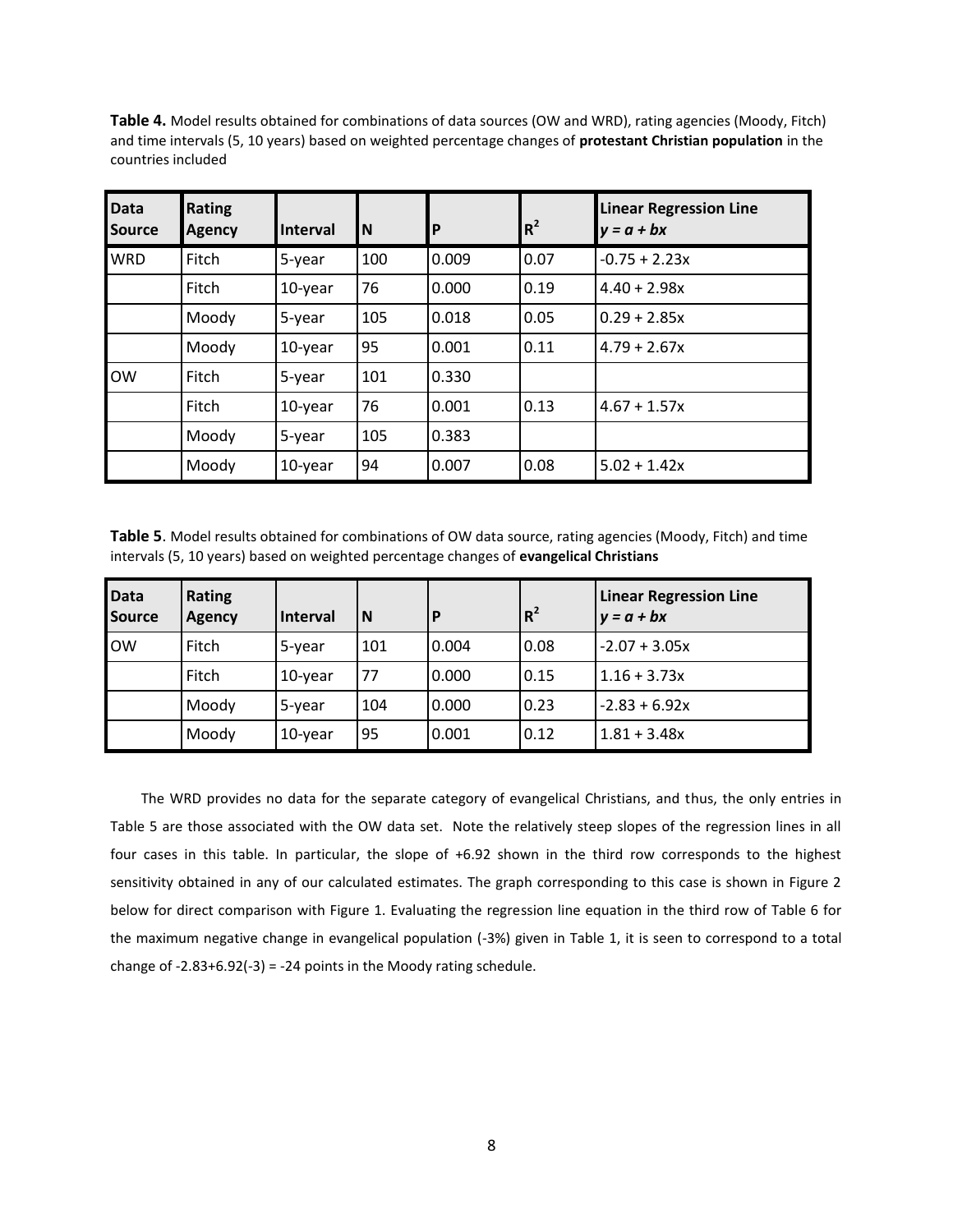**Table 4.** Model results obtained for combinations of data sources (OW and WRD), rating agencies (Moody, Fitch) and time intervals (5, 10 years) based on weighted percentage changes of **protestant Christian population** in the countries included

| Data Source | Rating Agency | Interval | N | P | $R^2$ | Linear Regression Line $y = a + bx$ |
|---|---|---|---|---|---|---|
| WRD | Fitch | 5-year | 100 | 0.009 | 0.07 | -0.75 + 2.23x |
| | Fitch | 10-year | 76 | 0.000 | 0.19 | 4.40 + 2.98x |
| | Moody | 5-year | 105 | 0.018 | 0.05 | 0.29 + 2.85x |
| | Moody | 10-year | 95 | 0.001 | 0.11 | 4.79 + 2.67x |
| OW | Fitch | 5-year | 101 | 0.330 | | |
| | Fitch | 10-year | 76 | 0.001 | 0.13 | 4.67 + 1.57x |
| | Moody | 5-year | 105 | 0.383 | | |
| | Moody | 10-year | 94 | 0.007 | 0.08 | 5.02 + 1.42x |

**Table 5**. Model results obtained for combinations of OW data source, rating agencies (Moody, Fitch) and time intervals (5, 10 years) based on weighted percentage changes of **evangelical Christians**

| Data Source | Rating Agency | Interval | N | P | $R^2$ | Linear Regression Line $y = a + bx$ |
|---|---|---|---|---|---|---|
| OW | Fitch | 5-year | 101 | 0.004 | 0.08 | -2.07 + 3.05x |
| | Fitch | 10-year | 77 | 0.000 | 0.15 | 1.16 + 3.73x |
| | Moody | 5-year | 104 | 0.000 | 0.23 | -2.83 + 6.92x |
| | Moody | 10-year | 95 | 0.001 | 0.12 | 1.81 + 3.48x |

The WRD provides no data for the separate category of evangelical Christians, and thus, the only entries in Table 5 are those associated with the OW data set. Note the relatively steep slopes of the regression lines in all four cases in this table. In particular, the slope of +6.92 shown in the third row corresponds to the highest sensitivity obtained in any of our calculated estimates. The graph corresponding to this case is shown in Figure 2 below for direct comparison with Figure 1. Evaluating the regression line equation in the third row of Table 6 for the maximum negative change in evangelical population (-3%) given in Table 1, it is seen to correspond to a total change of $-2.83+6.92(-3) = -24$ points in the Moody rating schedule.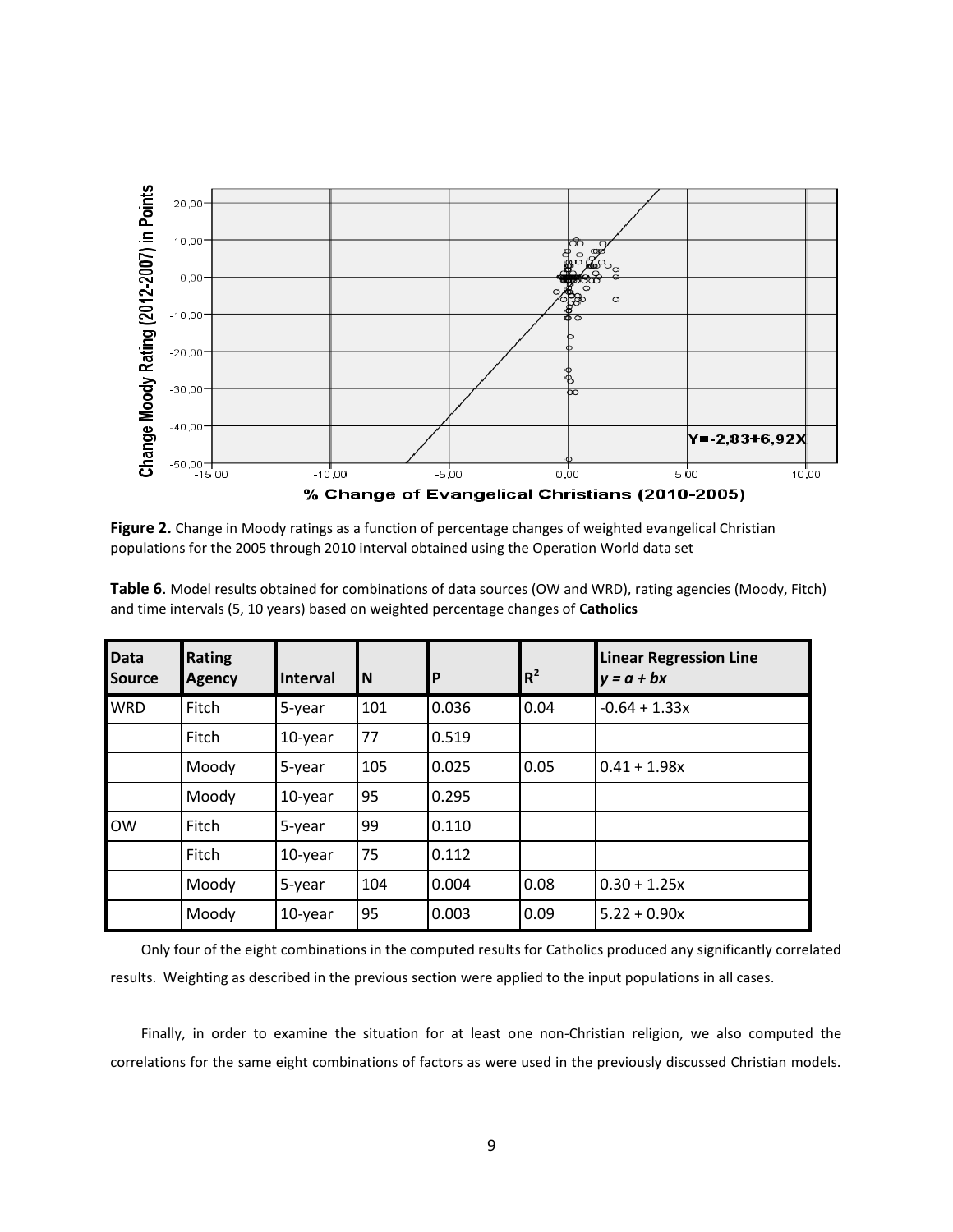**Figure 2.** Change in Moody ratings as a function of percentage changes of weighted evangelical Christian populations for the 2005 through 2010 interval obtained using the Operation World data set

**Table 6**. Model results obtained for combinations of data sources (OW and WRD), rating agencies (Moody, Fitch) and time intervals (5, 10 years) based on weighted percentage changes of **Catholics**

| Data Source | Rating Agency | Interval | N | P | $R^2$ | Linear Regression Line $y = a + bx$ |
|---|---|---|---|---|---|---|
| WRD | Fitch | 5-year | 101 | 0.036 | 0.04 | -0.64 + 1.33x |
| | Fitch | 10-year | 77 | 0.519 | | |
| | Moody | 5-year | 105 | 0.025 | 0.05 | 0.41 + 1.98x |
| | Moody | 10-year | 95 | 0.295 | | |
| OW | Fitch | 5-year | 99 | 0.110 | | |
| | Fitch | 10-year | 75 | 0.112 | | |
| | Moody | 5-year | 104 | 0.004 | 0.08 | 0.30 + 1.25x |
| | Moody | 10-year | 95 | 0.003 | 0.09 | 5.22 + 0.90x |

Only four of the eight combinations in the computed results for Catholics produced any significantly correlated results. Weighting as described in the previous section were applied to the input populations in all cases.

Finally, in order to examine the situation for at least one non-Christian religion, we also computed the correlations for the same eight combinations of factors as were used in the previously discussed Christian models.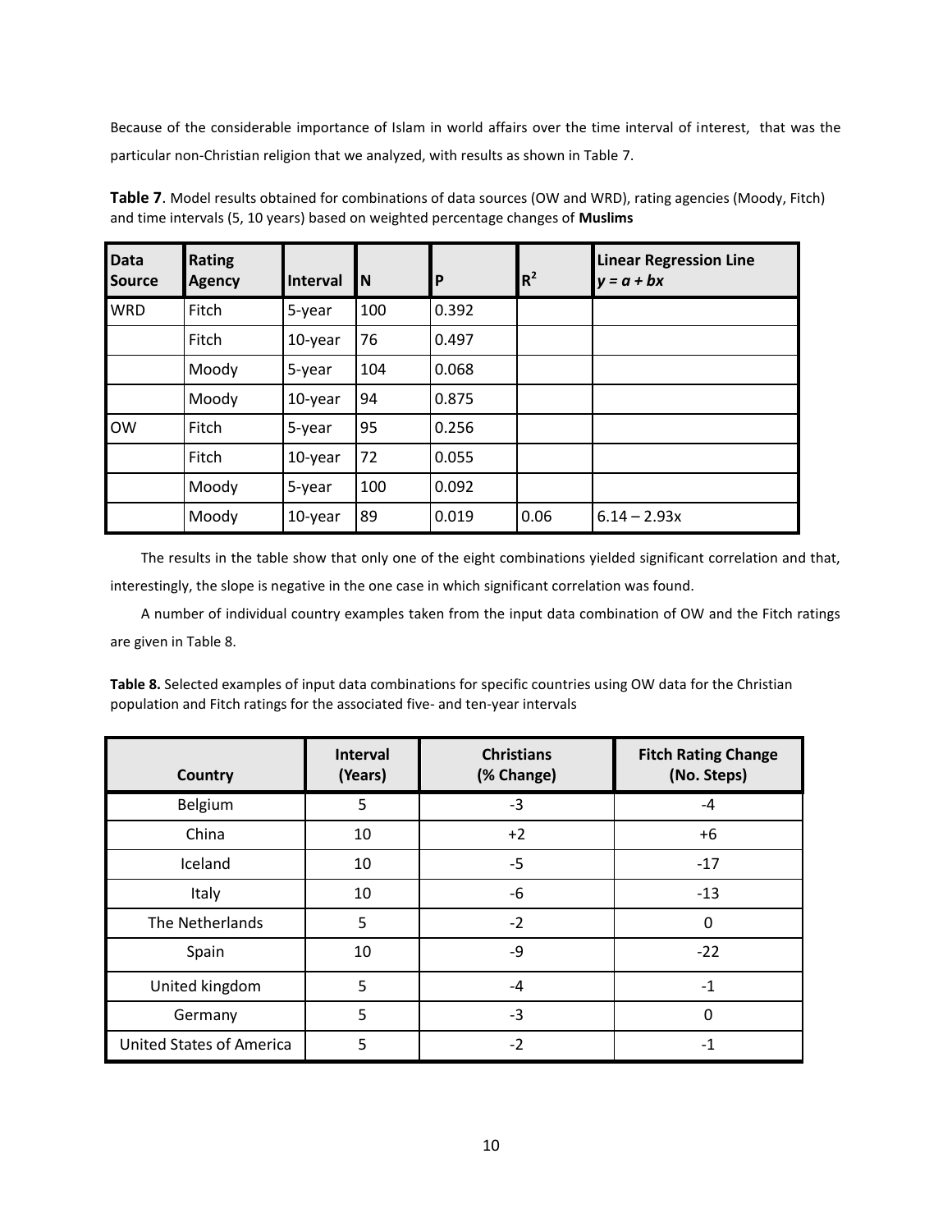Because of the considerable importance of Islam in world affairs over the time interval of interest, that was the particular non-Christian religion that we analyzed, with results as shown in Table 7.

**Table 7**. Model results obtained for combinations of data sources (OW and WRD), rating agencies (Moody, Fitch) and time intervals (5, 10 years) based on weighted percentage changes of **Muslims**

| Data Source | Rating Agency | Interval | N | P | $R^2$ | Linear Regression Line $y = a + bx$ |
|---|---|---|---|---|---|---|
| WRD | Fitch | 5-year | 100 | 0.392 | | |
| | Fitch | 10-year | 76 | 0.497 | | |
| | Moody | 5-year | 104 | 0.068 | | |
| | Moody | 10-year | 94 | 0.875 | | |
| OW | Fitch | 5-year | 95 | 0.256 | | |
| | Fitch | 10-year | 72 | 0.055 | | |
| | Moody | 5-year | 100 | 0.092 | | |
| | Moody | 10-year | 89 | 0.019 | 0.06 | $6.14 - 2.93x$ |

The results in the table show that only one of the eight combinations yielded significant correlation and that, interestingly, the slope is negative in the one case in which significant correlation was found.

A number of individual country examples taken from the input data combination of OW and the Fitch ratings are given in Table 8.

**Table 8.** Selected examples of input data combinations for specific countries using OW data for the Christian population and Fitch ratings for the associated five- and ten-year intervals

| Country | Interval (Years) | Christians (% Change) | Fitch Rating Change (No. Steps) |
|---|---|---|---|
| Belgium | 5 | -3 | -4 |
| China | 10 | +2 | +6 |
| Iceland | 10 | -5 | -17 |
| Italy | 10 | -6 | -13 |
| The Netherlands | 5 | -2 | 0 |
| Spain | 10 | -9 | -22 |
| United kingdom | 5 | -4 | -1 |
| Germany | 5 | -3 | 0 |
| United States of America | 5 | -2 | -1 |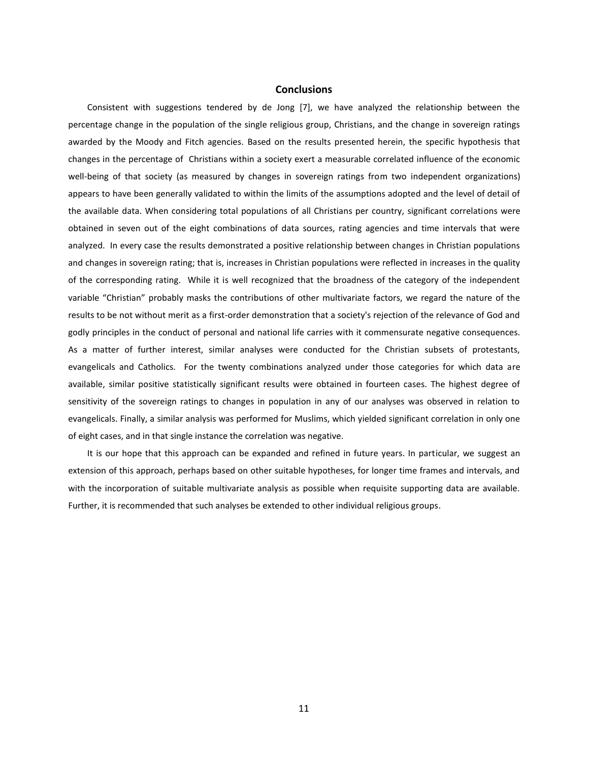## Conclusions

Consistent with suggestions tendered by de Jong [7], we have analyzed the relationship between the percentage change in the population of the single religious group, Christians, and the change in sovereign ratings awarded by the Moody and Fitch agencies. Based on the results presented herein, the specific hypothesis that changes in the percentage of Christians within a society exert a measurable correlated influence of the economic well-being of that society (as measured by changes in sovereign ratings from two independent organizations) appears to have been generally validated to within the limits of the assumptions adopted and the level of detail of the available data. When considering total populations of all Christians per country, significant correlations were obtained in seven out of the eight combinations of data sources, rating agencies and time intervals that were analyzed. In every case the results demonstrated a positive relationship between changes in Christian populations and changes in sovereign rating; that is, increases in Christian populations were reflected in increases in the quality of the corresponding rating. While it is well recognized that the broadness of the category of the independent variable "Christian" probably masks the contributions of other multivariate factors, we regard the nature of the results to be not without merit as a first-order demonstration that a society's rejection of the relevance of God and godly principles in the conduct of personal and national life carries with it commensurate negative consequences. As a matter of further interest, similar analyses were conducted for the Christian subsets of protestants, evangelicals and Catholics. For the twenty combinations analyzed under those categories for which data are available, similar positive statistically significant results were obtained in fourteen cases. The highest degree of sensitivity of the sovereign ratings to changes in population in any of our analyses was observed in relation to evangelicals. Finally, a similar analysis was performed for Muslims, which yielded significant correlation in only one of eight cases, and in that single instance the correlation was negative.

It is our hope that this approach can be expanded and refined in future years. In particular, we suggest an extension of this approach, perhaps based on other suitable hypotheses, for longer time frames and intervals, and with the incorporation of suitable multivariate analysis as possible when requisite supporting data are available. Further, it is recommended that such analyses be extended to other individual religious groups.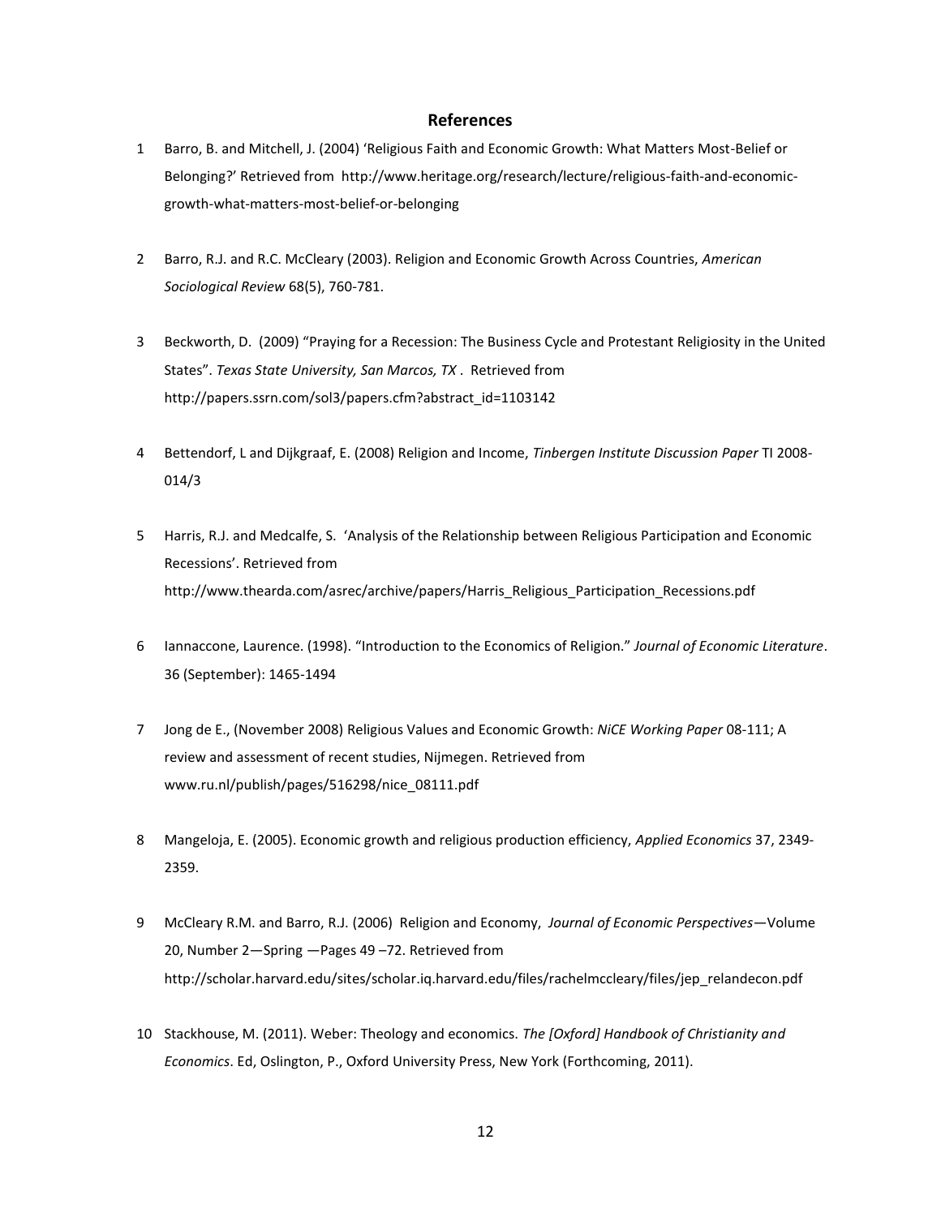## References

1. Barro, B. and Mitchell, J. (2004) 'Religious Faith and Economic Growth: What Matters Most-Belief or Belonging?' Retrieved from http://www.heritage.org/research/lecture/religious-faith-and-economic-growth-what-matters-most-belief-or-belonging

2. Barro, R.J. and R.C. McCleary (2003). Religion and Economic Growth Across Countries, *American Sociological Review* 68(5), 760-781.

3. Beckworth, D. (2009) "Praying for a Recession: The Business Cycle and Protestant Religiosity in the United States". *Texas State University, San Marcos, TX*. Retrieved from http://papers.ssrn.com/sol3/papers.cfm?abstract_id=1103142

4. Bettendorf, L and Dijkgraaf, E. (2008) Religion and Income, *Tinbergen Institute Discussion Paper* TI 2008-014/3

5. Harris, R.J. and Medcalfe, S. 'Analysis of the Relationship between Religious Participation and Economic Recessions'. Retrieved from http://www.thearda.com/asrec/archive/papers/Harris_Religious_Participation_Recessions.pdf

6. Iannaccone, Laurence. (1998). "Introduction to the Economics of Religion." *Journal of Economic Literature*. 36 (September): 1465-1494

7. Jong de E., (November 2008) Religious Values and Economic Growth: *NiCE Working Paper* 08-111; A review and assessment of recent studies, Nijmegen. Retrieved from www.ru.nl/publish/pages/516298/nice_08111.pdf

8. Mangeloja, E. (2005). Economic growth and religious production efficiency, *Applied Economics* 37, 2349-2359.

9. McCleary R.M. and Barro, R.J. (2006) Religion and Economy, *Journal of Economic Perspectives*—Volume 20, Number 2—Spring —Pages 49 –72. Retrieved from http://scholar.harvard.edu/sites/scholar.iq.harvard.edu/files/rachelmccleary/files/jep_relandecon.pdf

10. Stackhouse, M. (2011). Weber: Theology and economics. *The [Oxford] Handbook of Christianity and Economics*. Ed, Oslington, P., Oxford University Press, New York (Forthcoming, 2011).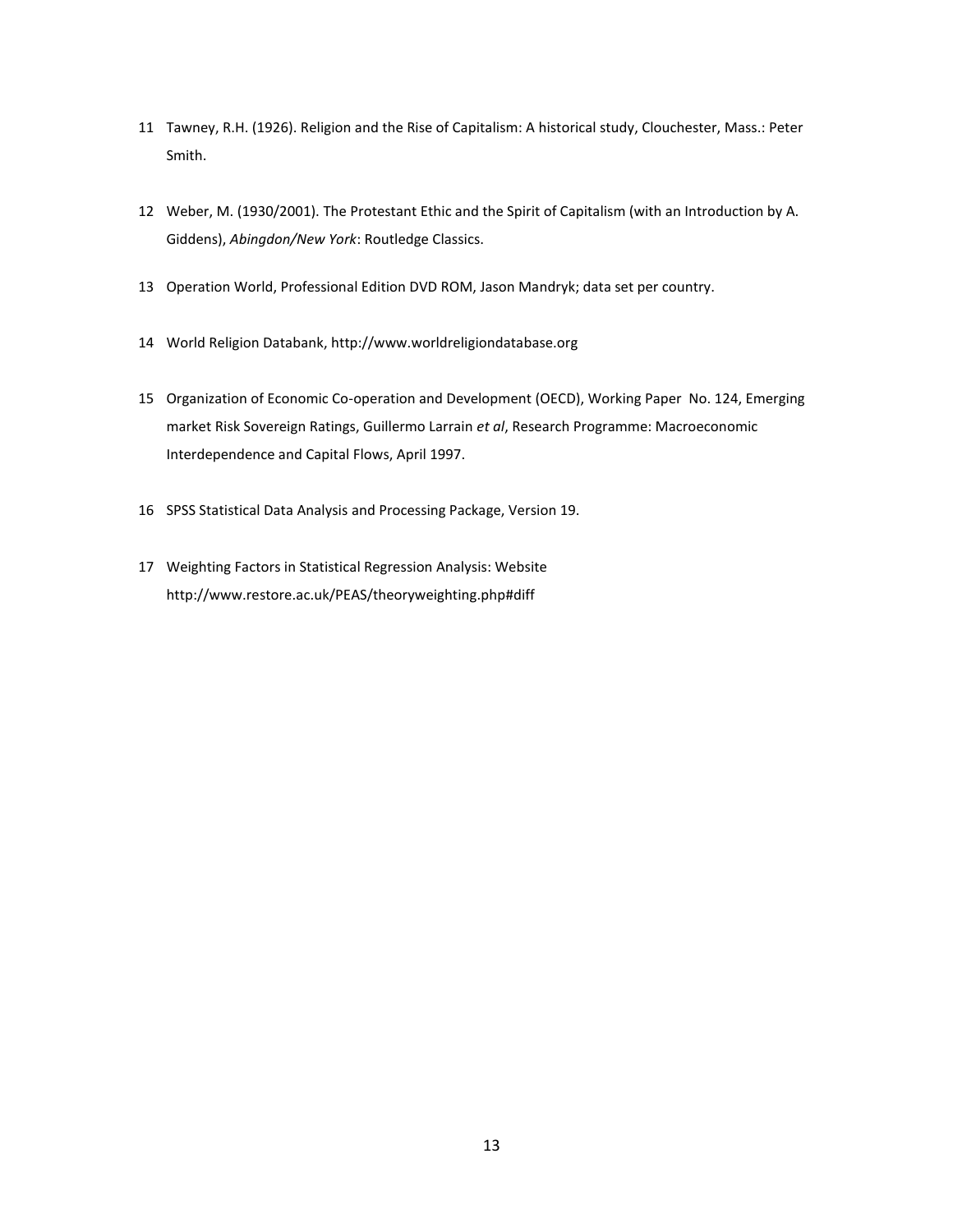11 Tawney, R.H. (1926). Religion and the Rise of Capitalism: A historical study, Clouchester, Mass.: Peter Smith.

12 Weber, M. (1930/2001). The Protestant Ethic and the Spirit of Capitalism (with an Introduction by A. Giddens), *Abingdon/New York*: Routledge Classics.

13 Operation World, Professional Edition DVD ROM, Jason Mandryk; data set per country.

14 World Religion Databank, http://www.worldreligiondatabase.org

15 Organization of Economic Co-operation and Development (OECD), Working Paper No. 124, Emerging market Risk Sovereign Ratings, Guillermo Larrain *et al*, Research Programme: Macroeconomic Interdependence and Capital Flows, April 1997.

16 SPSS Statistical Data Analysis and Processing Package, Version 19.

17 Weighting Factors in Statistical Regression Analysis: Website http://www.restore.ac.uk/PEAS/theoryweighting.php#diff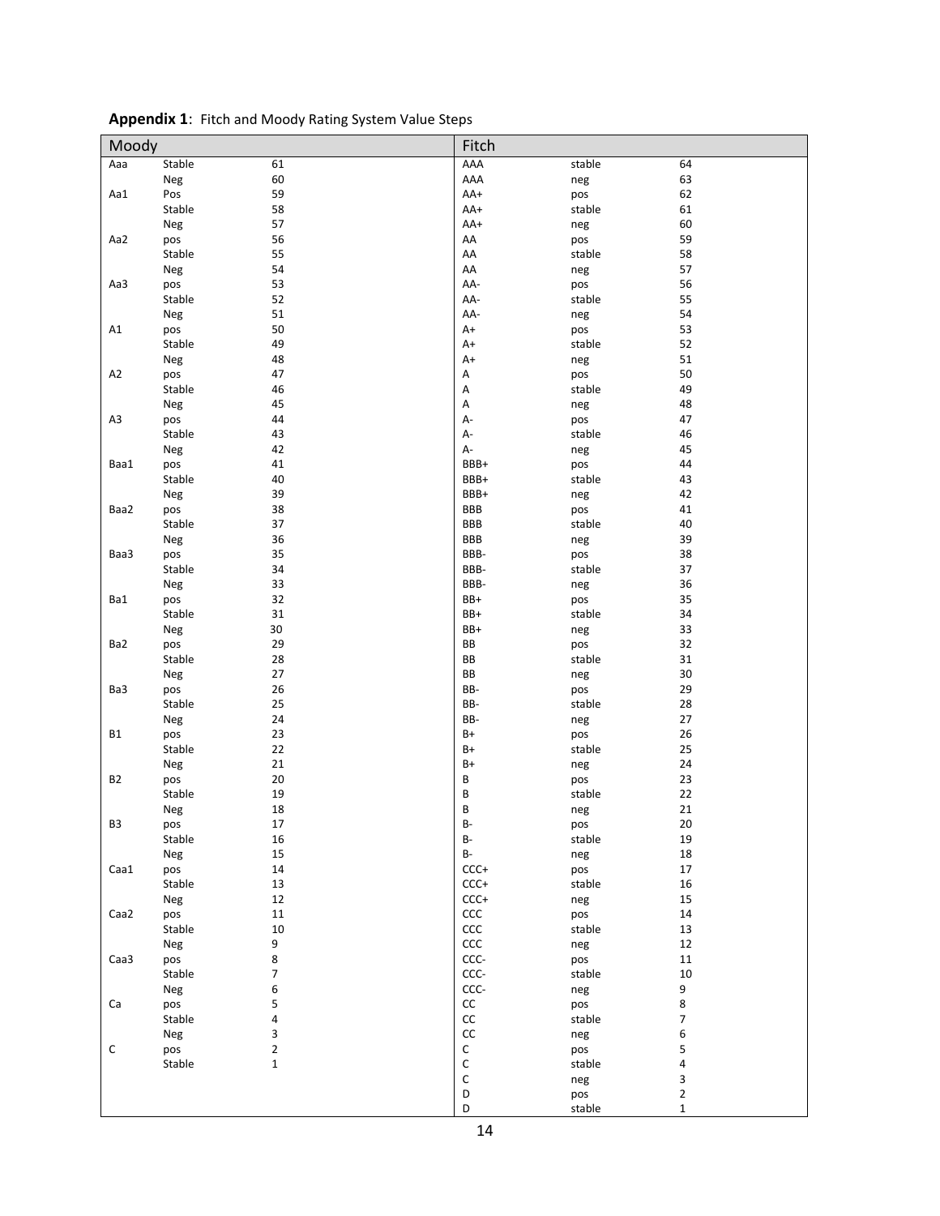**Appendix 1**: Fitch and Moody Rating System Value Steps

| Moody | | | Fitch | | |
|---|---|---|---|---|---|
| Aaa | Stable | 61 | AAA | stable | 64 |
| | Neg | 60 | AAA | neg | 63 |
| Aa1 | Pos | 59 | AA+ | pos | 62 |
| | Stable | 58 | AA+ | stable | 61 |
| | Neg | 57 | AA+ | neg | 60 |
| Aa2 | pos | 56 | AA | pos | 59 |
| | Stable | 55 | AA | stable | 58 |
| | Neg | 54 | AA | neg | 57 |
| Aa3 | pos | 53 | AA- | pos | 56 |
| | Stable | 52 | AA- | stable | 55 |
| | Neg | 51 | AA- | neg | 54 |
| A1 | pos | 50 | A+ | pos | 53 |
| | Stable | 49 | A+ | stable | 52 |
| | Neg | 48 | A+ | neg | 51 |
| A2 | pos | 47 | A | pos | 50 |
| | Stable | 46 | A | stable | 49 |
| | Neg | 45 | A | neg | 48 |
| A3 | pos | 44 | A- | pos | 47 |
| | Stable | 43 | A- | stable | 46 |
| | Neg | 42 | A- | neg | 45 |
| Baa1 | pos | 41 | BBB+ | pos | 44 |
| | Stable | 40 | BBB+ | stable | 43 |
| | Neg | 39 | BBB+ | neg | 42 |
| Baa2 | pos | 38 | BBB | pos | 41 |
| | Stable | 37 | BBB | stable | 40 |
| | Neg | 36 | BBB | neg | 39 |
| Baa3 | pos | 35 | BBB- | pos | 38 |
| | Stable | 34 | BBB- | stable | 37 |
| | Neg | 33 | BBB- | neg | 36 |
| Ba1 | pos | 32 | BB+ | pos | 35 |
| | Stable | 31 | BB+ | stable | 34 |
| | Neg | 30 | BB+ | neg | 33 |
| Ba2 | pos | 29 | BB | pos | 32 |
| | Stable | 28 | BB | stable | 31 |
| | Neg | 27 | BB | neg | 30 |
| Ba3 | pos | 26 | BB- | pos | 29 |
| | Stable | 25 | BB- | stable | 28 |
| | Neg | 24 | BB- | neg | 27 |
| B1 | pos | 23 | B+ | pos | 26 |
| | Stable | 22 | B+ | stable | 25 |
| | Neg | 21 | B+ | neg | 24 |
| B2 | pos | 20 | B | pos | 23 |
| | Stable | 19 | B | stable | 22 |
| | Neg | 18 | B | neg | 21 |
| B3 | pos | 17 | B- | pos | 20 |
| | Stable | 16 | B- | stable | 19 |
| | Neg | 15 | B- | neg | 18 |
| Caa1 | pos | 14 | CCC+ | pos | 17 |
| | Stable | 13 | CCC+ | stable | 16 |
| | Neg | 12 | CCC+ | neg | 15 |
| Caa2 | pos | 11 | CCC | pos | 14 |
| | Stable | 10 | CCC | stable | 13 |
| | Neg | 9 | CCC | neg | 12 |
| Caa3 | pos | 8 | CCC- | pos | 11 |
| | Stable | 7 | CCC- | stable | 10 |
| | Neg | 6 | CCC- | neg | 9 |
| Ca | pos | 5 | CC | pos | 8 |
| | Stable | 4 | CC | stable | 7 |
| | Neg | 3 | CC | neg | 6 |
| C | pos | 2 | C | pos | 5 |
| | Stable | 1 | C | stable | 4 |
| | | | C | neg | 3 |
| | | | D | pos | 2 |
| | | | D | stable | 1 |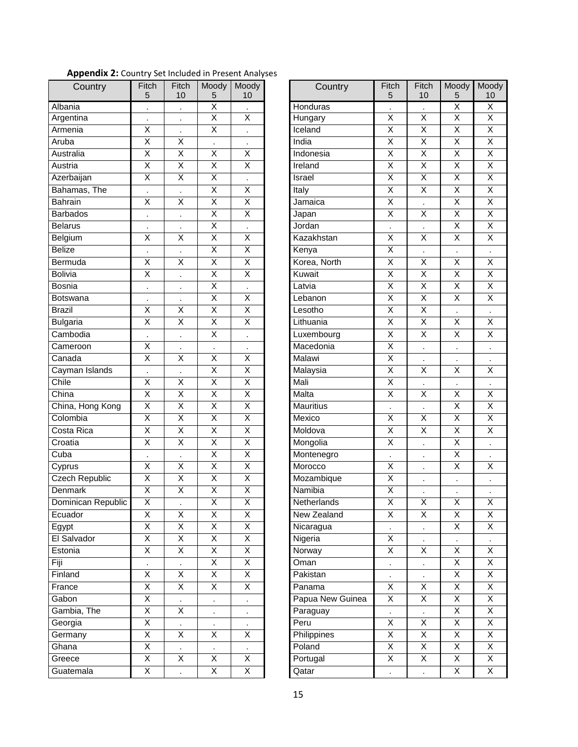**Appendix 2:** Country Set Included in Present Analyses

| Country | Fitch 5 | Fitch 10 | Moody 5 | Moody 10 |
|---|---|---|---|---|
| Albania | . | . | X | . |
| Argentina | . | . | X | X |
| Armenia | X | . | X | . |
| Aruba | X | X | . | . |
| Australia | X | X | X | X |
| Austria | X | X | X | X |
| Azerbaijan | X | X | X | . |
| Bahamas, The | . | . | X | X |
| Bahrain | X | X | X | X |
| Barbados | . | . | X | X |
| Belarus | . | . | X | . |
| Belgium | X | X | X | X |
| Belize | . | . | X | X |
| Bermuda | X | X | X | X |
| Bolivia | X | . | X | X |
| Bosnia | . | . | X | . |
| Botswana | . | . | X | X |
| Brazil | X | X | X | X |
| Bulgaria | X | X | X | X |
| Cambodia | . | . | X | . |
| Cameroon | X | . | . | . |
| Canada | X | X | X | X |
| Cayman Islands | . | . | X | X |
| Chile | X | X | X | X |
| China | X | X | X | X |
| China, Hong Kong | X | X | X | X |
| Colombia | X | X | X | X |
| Costa Rica | X | X | X | X |
| Croatia | X | X | X | X |
| Cuba | . | . | X | X |
| Cyprus | X | X | X | X |
| Czech Republic | X | X | X | X |
| Denmark | X | X | X | X |
| Dominican Republic | X | . | X | X |
| Ecuador | X | X | X | X |
| Egypt | X | X | X | X |
| El Salvador | X | X | X | X |
| Estonia | X | X | X | X |
| Fiji | . | . | X | X |
| Finland | X | X | X | X |
| France | X | X | X | X |
| Gabon | X | . | . | . |
| Gambia, The | X | X | . | . |
| Georgia | X | . | . | . |
| Germany | X | X | X | X |
| Ghana | X | . | . | . |
| Greece | X | X | X | X |
| Guatemala | X | . | X | X |
| Honduras | . | . | X | X |
| Hungary | X | X | X | X |
| Iceland | X | X | X | X |
| India | X | X | X | X |
| Indonesia | X | X | X | X |
| Ireland | X | X | X | X |
| Israel | X | X | X | X |
| Italy | X | X | X | X |
| Jamaica | X | . | X | X |
| Japan | X | X | X | X |
| Jordan | . | . | X | X |
| Kazakhstan | X | X | X | X |
| Kenya | X | . | . | . |
| Korea, North | X | X | X | X |
| Kuwait | X | X | X | X |
| Latvia | X | X | X | X |
| Lebanon | X | X | X | X |
| Lesotho | X | X | . | . |
| Lithuania | X | X | X | X |
| Luxembourg | X | X | X | X |
| Macedonia | X | . | . | . |
| Malawi | X | . | . | . |
| Malaysia | X | X | X | X |
| Mali | X | . | . | . |
| Malta | X | X | X | X |
| Mauritius | . | . | X | X |
| Mexico | X | X | X | X |
| Moldova | X | X | X | X |
| Mongolia | X | . | X | . |
| Montenegro | . | . | X | . |
| Morocco | X | . | X | X |
| Mozambique | X | . | . | . |
| Namibia | X | . | . | . |
| Netherlands | X | X | X | X |
| New Zealand | X | X | X | X |
| Nicaragua | . | . | X | X |
| Nigeria | X | . | . | . |
| Norway | X | X | X | X |
| Oman | . | . | X | X |
| Pakistan | . | . | X | X |
| Panama | X | X | X | X |
| Papua New Guinea | X | X | X | X |
| Paraguay | . | . | X | X |
| Peru | X | X | X | X |
| Philippines | X | X | X | X |
| Poland | X | X | X | X |
| Portugal | X | X | X | X |
| Qatar | . | . | X | X |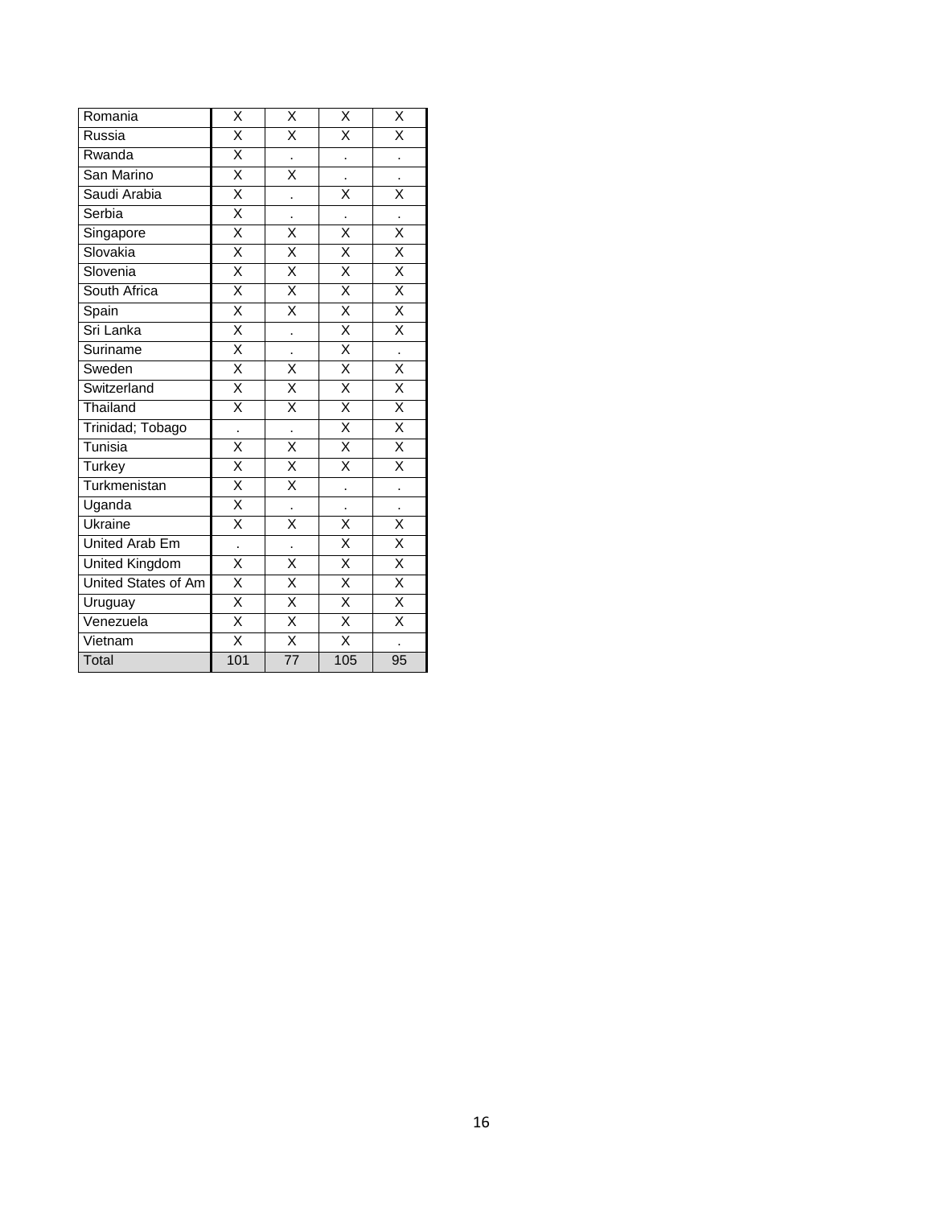| | | | | |
|---|---|---|---|---|
| Romania | X | X | X | X |
| Russia | X | X | X | X |
| Rwanda | X | . | . | . |
| San Marino | X | X | . | . |
| Saudi Arabia | X | . | X | X |
| Serbia | X | . | . | . |
| Singapore | X | X | X | X |
| Slovakia | X | X | X | X |
| Slovenia | X | X | X | X |
| South Africa | X | X | X | X |
| Spain | X | X | X | X |
| Sri Lanka | X | . | X | X |
| Suriname | X | . | X | . |
| Sweden | X | X | X | X |
| Switzerland | X | X | X | X |
| Thailand | X | X | X | X |
| Trinidad; Tobago | . | . | X | X |
| Tunisia | X | X | X | X |
| Turkey | X | X | X | X |
| Turkmenistan | X | X | . | . |
| Uganda | X | . | . | . |
| Ukraine | X | X | X | X |
| United Arab Em | . | . | X | X |
| United Kingdom | X | X | X | X |
| United States of Am | X | X | X | X |
| Uruguay | X | X | X | X |
| Venezuela | X | X | X | X |
| Vietnam | X | X | X | . |
| Total | 101 | 77 | 105 | 95 |